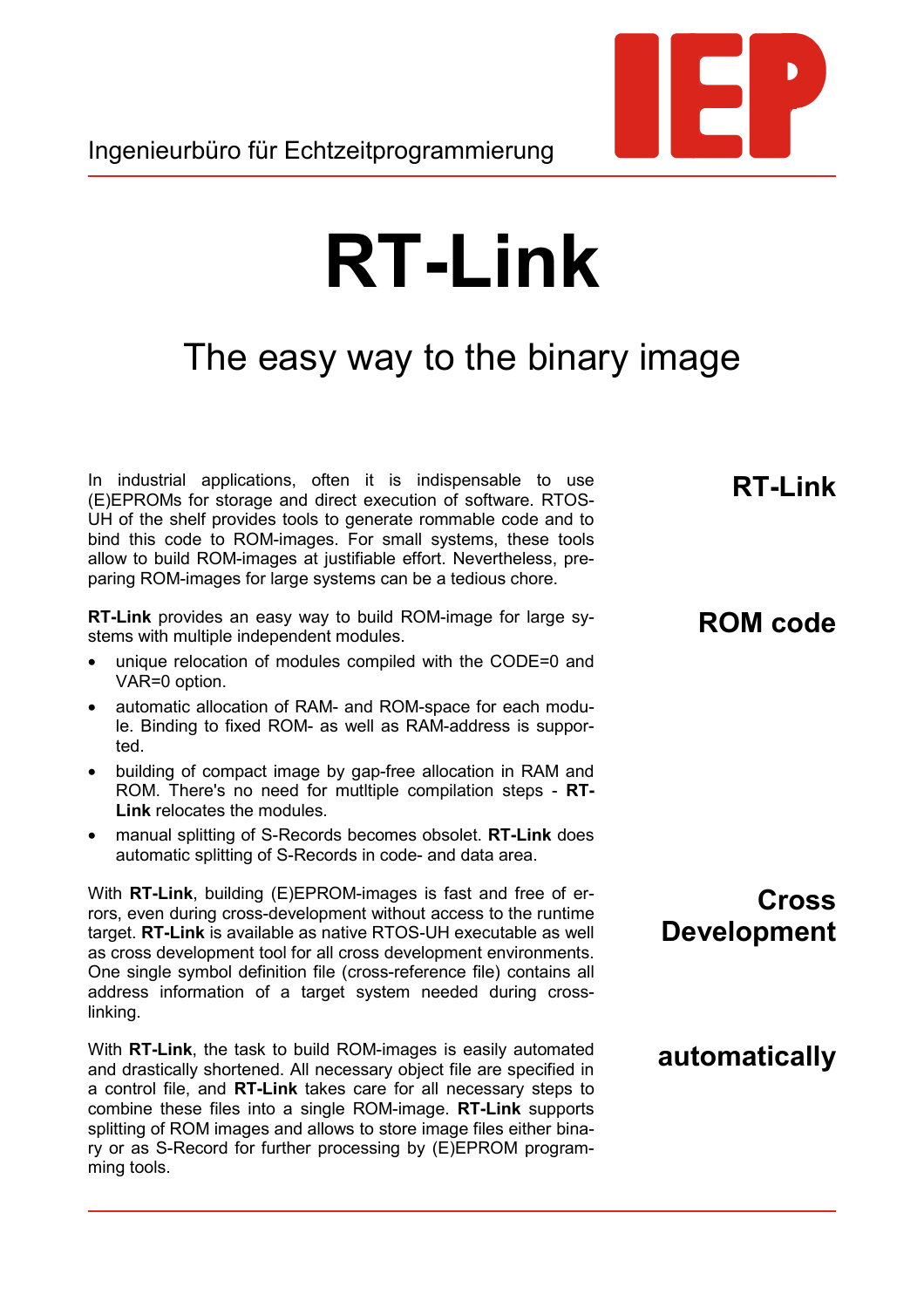Ingenieurbüro für Echtzeitprogrammierung

IEP

# RT-Link

## The easy way to the binary image

### RT-Link

In industrial applications, often it is indispensable to use (E)EPROMs for storage and direct execution of software. RTOS-UH of the shelf provides tools to generate rommable code and to bind this code to ROM-images. For small systems, these tools allow to build ROM-images at justifiable effort. Nevertheless, preparing ROM-images for large systems can be a tedious chore.

### ROM code

**RT-Link** provides an easy way to build ROM-image for large systems with multiple independent modules.

- unique relocation of modules compiled with the CODE=0 and VAR=0 option.
- automatic allocation of RAM- and ROM-space for each module. Binding to fixed ROM- as well as RAM-address is supported.
- building of compact image by gap-free allocation in RAM and ROM. There's no need for mutltiple compilation steps - **RT-Link** relocates the modules.
- manual splitting of S-Records becomes obsolet. **RT-Link** does automatic splitting of S-Records in code- and data area.

### Cross Development

With **RT-Link**, building (E)EPROM-images is fast and free of errors, even during cross-development without access to the runtime target. **RT-Link** is available as native RTOS-UH executable as well as cross development tool for all cross development environments. One single symbol definition file (cross-reference file) contains all address information of a target system needed during cross-linking.

### automatically

With **RT-Link**, the task to build ROM-images is easily automated and drastically shortened. All necessary object file are specified in a control file, and **RT-Link** takes care for all necessary steps to combine these files into a single ROM-image. **RT-Link** supports splitting of ROM images and allows to store image files either binary or as S-Record for further processing by (E)EPROM programming tools.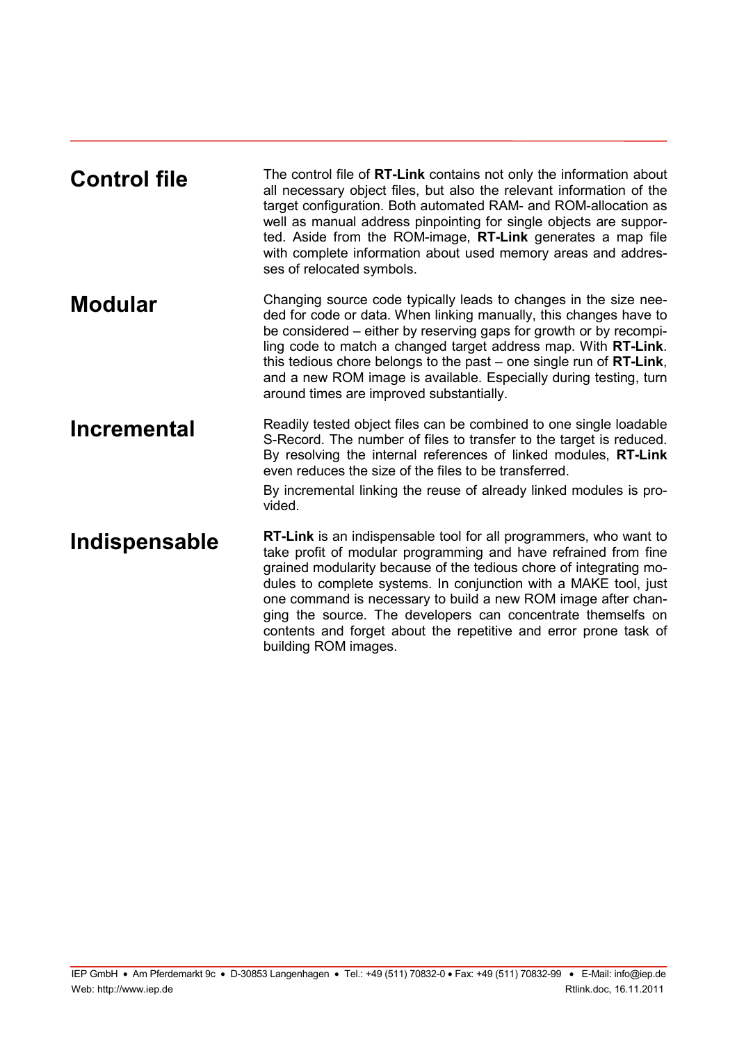## Control file

The control file of **RT-Link** contains not only the information about all necessary object files, but also the relevant information of the target configuration. Both automated RAM- and ROM-allocation as well as manual address pinpointing for single objects are supported. Aside from the ROM-image, **RT-Link** generates a map file with complete information about used memory areas and addresses of relocated symbols.

## Modular

Changing source code typically leads to changes in the size needed for code or data. When linking manually, this changes have to be considered – either by reserving gaps for growth or by recompiling code to match a changed target address map. With **RT-Link**. this tedious chore belongs to the past – one single run of **RT-Link**, and a new ROM image is available. Especially during testing, turn around times are improved substantially.

## Incremental

Readily tested object files can be combined to one single loadable S-Record. The number of files to transfer to the target is reduced. By resolving the internal references of linked modules, **RT-Link** even reduces the size of the files to be transferred.

By incremental linking the reuse of already linked modules is provided.

## Indispensable

**RT-Link** is an indispensable tool for all programmers, who want to take profit of modular programming and have refrained from fine grained modularity because of the tedious chore of integrating modules to complete systems. In conjunction with a MAKE tool, just one command is necessary to build a new ROM image after changing the source. The developers can concentrate themselfs on contents and forget about the repetitive and error prone task of building ROM images.

IEP GmbH • Am Pferdemarkt 9c • D-30853 Langenhagen • Tel.: +49 (511) 70832-0 • Fax: +49 (511) 70832-99 • E-Mail: info@iep.de
Web: http://www.iep.de Rtlink.doc, 16.11.2011